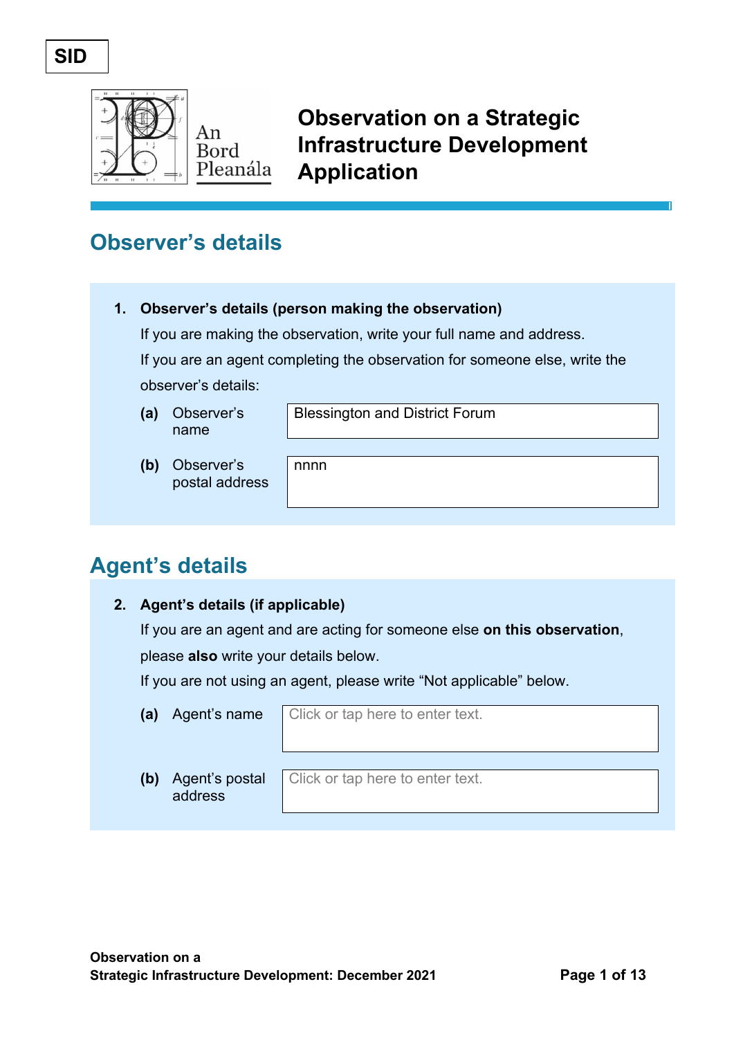SID

An Bord Pleanála

# Observation on a Strategic Infrastructure Development Application

## Observer's details

**1. Observer's details (person making the observation)**

If you are making the observation, write your full name and address.

If you are an agent completing the observation for someone else, write the observer's details:

| | |
|---|---|
| **(a)** Observer's name | Blessington and District Forum |
| **(b)** Observer's postal address | nnnn |

## Agent's details

**2. Agent's details (if applicable)**

If you are an agent and are acting for someone else **on this observation**, please **also** write your details below.

If you are not using an agent, please write "Not applicable" below.

| | |
|---|---|
| **(a)** Agent's name | Click or tap here to enter text. |
| **(b)** Agent's postal address | Click or tap here to enter text. |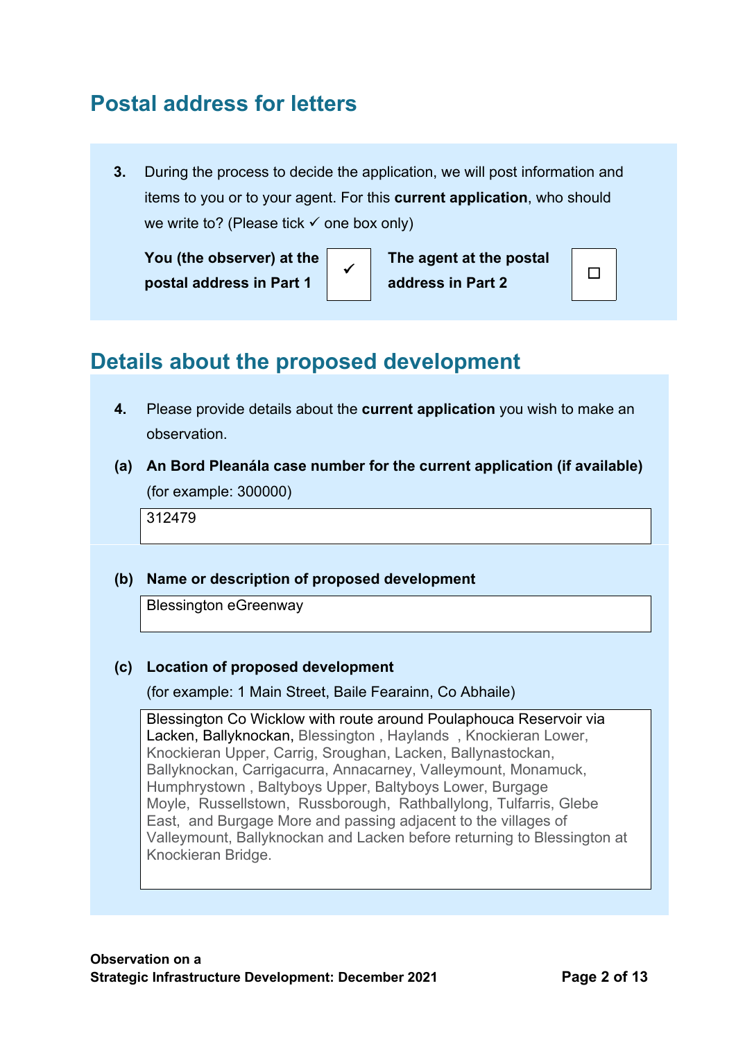## Postal address for letters

**3.** During the process to decide the application, we will post information and items to you or to your agent. For this **current application**, who should we write to? (Please tick ✓ one box only)

| **You (the observer) at the postal address in Part 1** | ✓ | **The agent at the postal address in Part 2** | ☐ |
|---|---|---|---|

## Details about the proposed development

**4.** Please provide details about the **current application** you wish to make an observation.

**(a) An Bord Pleanála case number for the current application (if available)** (for example: 300000)

312479

**(b) Name or description of proposed development**

Blessington eGreenway

**(c) Location of proposed development** (for example: 1 Main Street, Baile Fearainn, Co Abhaile)

Blessington Co Wicklow with route around Poulaphouca Reservoir via Lacken, Ballyknockan, Blessington , Haylands , Knockieran Lower, Knockieran Upper, Carrig, Sroughan, Lacken, Ballynastockan, Ballyknockan, Carrigacurra, Annacarney, Valleymount, Monamuck, Humphrystown , Baltyboys Upper, Baltyboys Lower, Burgage Moyle, Russellstown, Russborough, Rathballylong, Tulfarris, Glebe East, and Burgage More and passing adjacent to the villages of Valleymount, Ballyknockan and Lacken before returning to Blessington at Knockieran Bridge.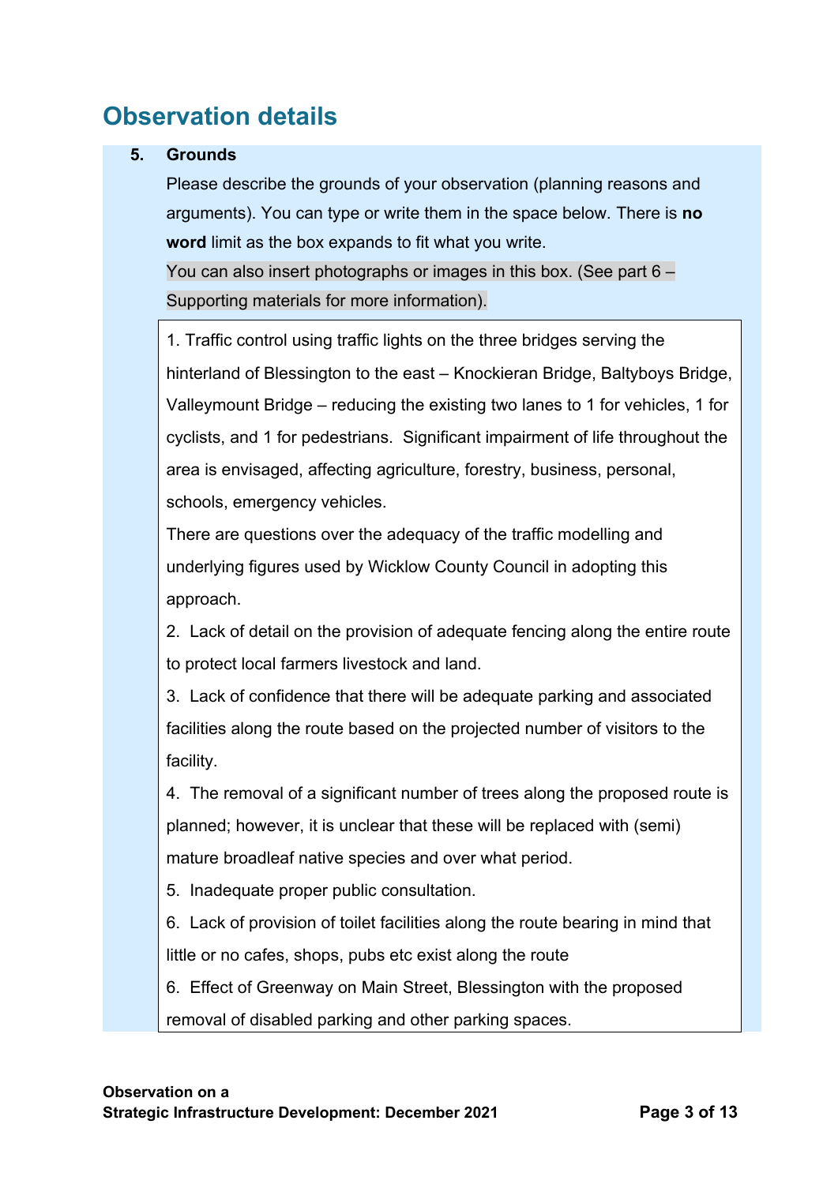## Observation details

**5. Grounds**

Please describe the grounds of your observation (planning reasons and arguments). You can type or write them in the space below. There is **no word** limit as the box expands to fit what you write.

You can also insert photographs or images in this box. (See part 6 – Supporting materials for more information).

1. Traffic control using traffic lights on the three bridges serving the hinterland of Blessington to the east – Knockieran Bridge, Baltyboys Bridge, Valleymount Bridge – reducing the existing two lanes to 1 for vehicles, 1 for cyclists, and 1 for pedestrians. Significant impairment of life throughout the area is envisaged, affecting agriculture, forestry, business, personal, schools, emergency vehicles.
There are questions over the adequacy of the traffic modelling and underlying figures used by Wicklow County Council in adopting this approach.

2. Lack of detail on the provision of adequate fencing along the entire route to protect local farmers livestock and land.

3. Lack of confidence that there will be adequate parking and associated facilities along the route based on the projected number of visitors to the facility.

4. The removal of a significant number of trees along the proposed route is planned; however, it is unclear that these will be replaced with (semi) mature broadleaf native species and over what period.

5. Inadequate proper public consultation.

6. Lack of provision of toilet facilities along the route bearing in mind that little or no cafes, shops, pubs etc exist along the route

6. Effect of Greenway on Main Street, Blessington with the proposed removal of disabled parking and other parking spaces.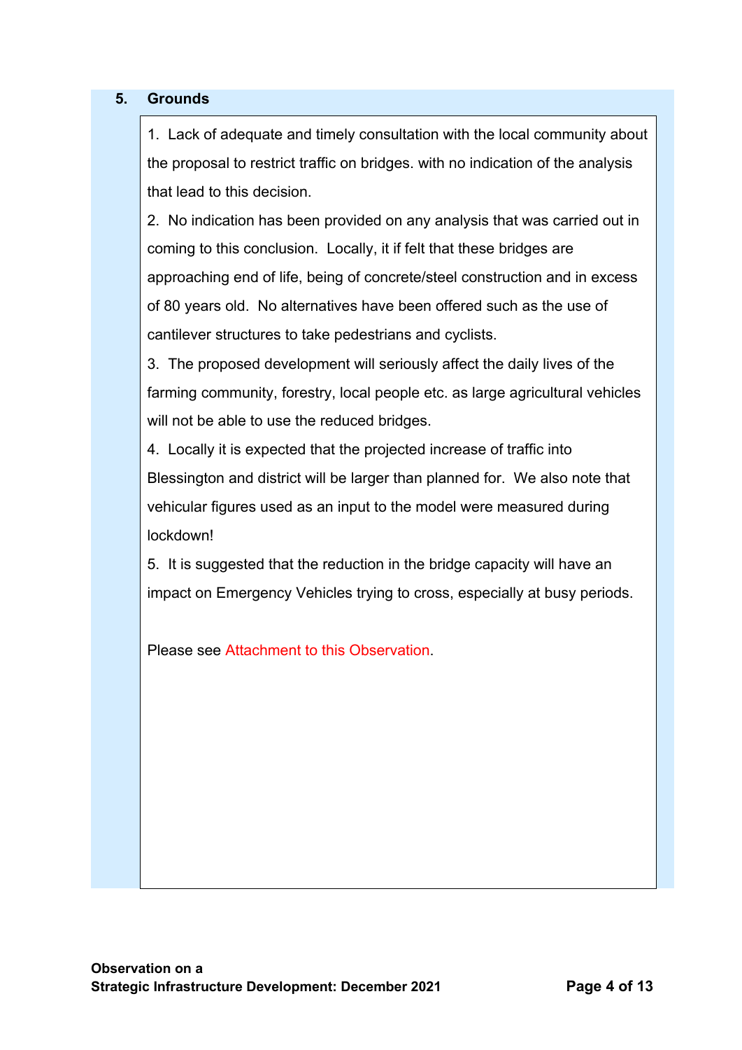## 5. Grounds

1. Lack of adequate and timely consultation with the local community about the proposal to restrict traffic on bridges. with no indication of the analysis that lead to this decision.
2. No indication has been provided on any analysis that was carried out in coming to this conclusion. Locally, it if felt that these bridges are approaching end of life, being of concrete/steel construction and in excess of 80 years old. No alternatives have been offered such as the use of cantilever structures to take pedestrians and cyclists.
3. The proposed development will seriously affect the daily lives of the farming community, forestry, local people etc. as large agricultural vehicles will not be able to use the reduced bridges.
4. Locally it is expected that the projected increase of traffic into Blessington and district will be larger than planned for. We also note that vehicular figures used as an input to the model were measured during lockdown!
5. It is suggested that the reduction in the bridge capacity will have an impact on Emergency Vehicles trying to cross, especially at busy periods.

Please see Attachment to this Observation.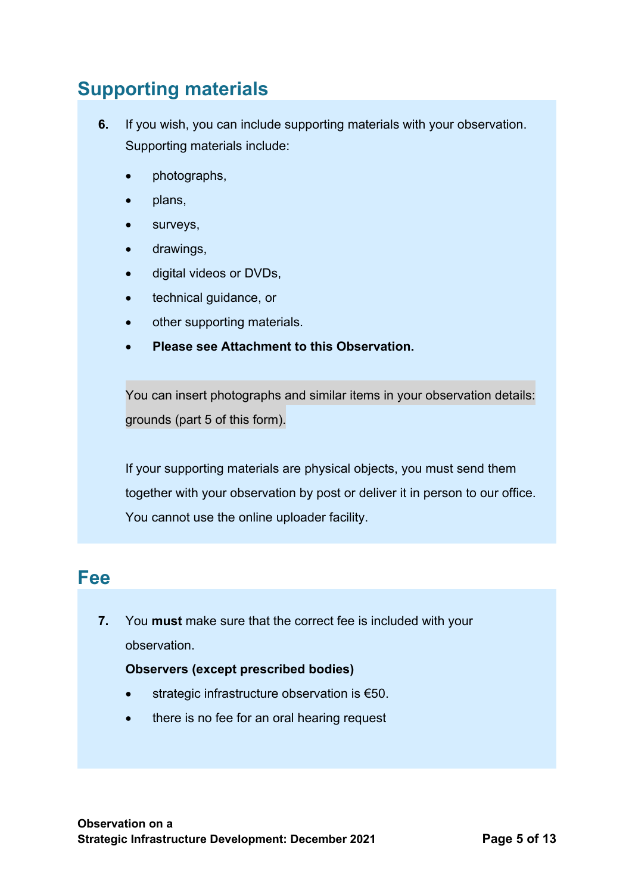## Supporting materials

**6.** If you wish, you can include supporting materials with your observation. Supporting materials include:

- photographs,
- plans,
- surveys,
- drawings,
- digital videos or DVDs,
- technical guidance, or
- other supporting materials.
- **Please see Attachment to this Observation.**

You can insert photographs and similar items in your observation details: grounds (part 5 of this form).

If your supporting materials are physical objects, you must send them together with your observation by post or deliver it in person to our office. You cannot use the online uploader facility.

## Fee

**7.** You **must** make sure that the correct fee is included with your observation.

**Observers (except prescribed bodies)**

- strategic infrastructure observation is €50.
- there is no fee for an oral hearing request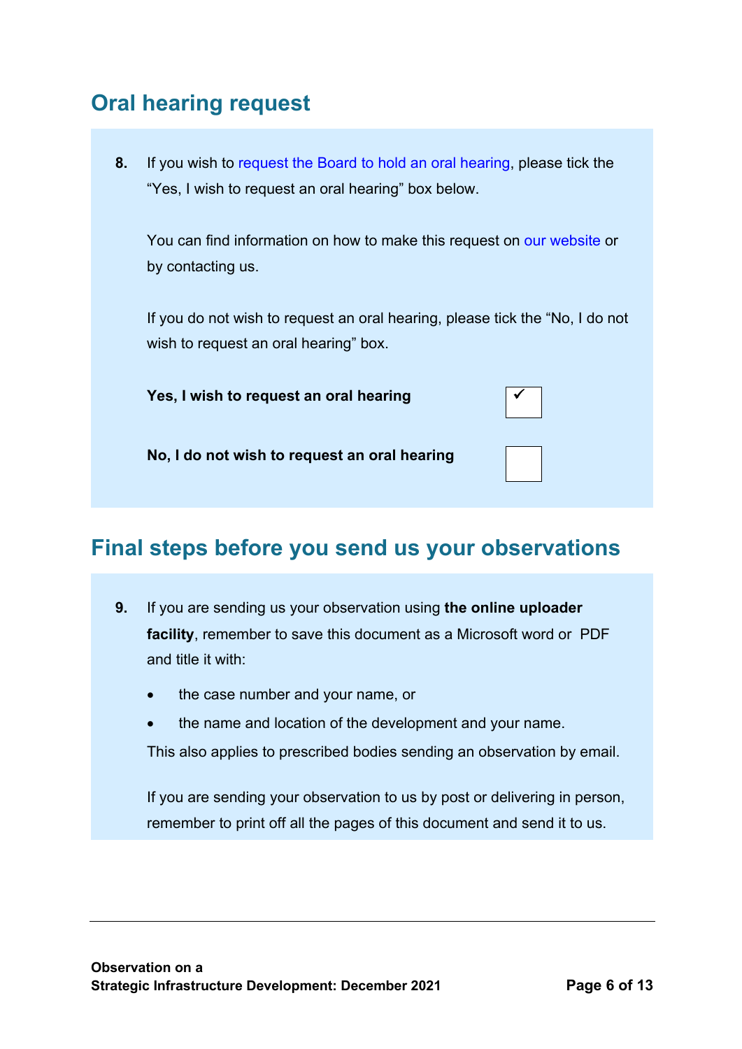## Oral hearing request

**8.** If you wish to request the Board to hold an oral hearing, please tick the "Yes, I wish to request an oral hearing" box below.

You can find information on how to make this request on our website or by contacting us.

If you do not wish to request an oral hearing, please tick the "No, I do not wish to request an oral hearing" box.

| | |
|---|---|
| **Yes, I wish to request an oral hearing** | ✓ |
| **No, I do not wish to request an oral hearing** | |

## Final steps before you send us your observations

**9.** If you are sending us your observation using **the online uploader facility**, remember to save this document as a Microsoft word or PDF and title it with:

- the case number and your name, or
- the name and location of the development and your name.

This also applies to prescribed bodies sending an observation by email.

If you are sending your observation to us by post or delivering in person, remember to print off all the pages of this document and send it to us.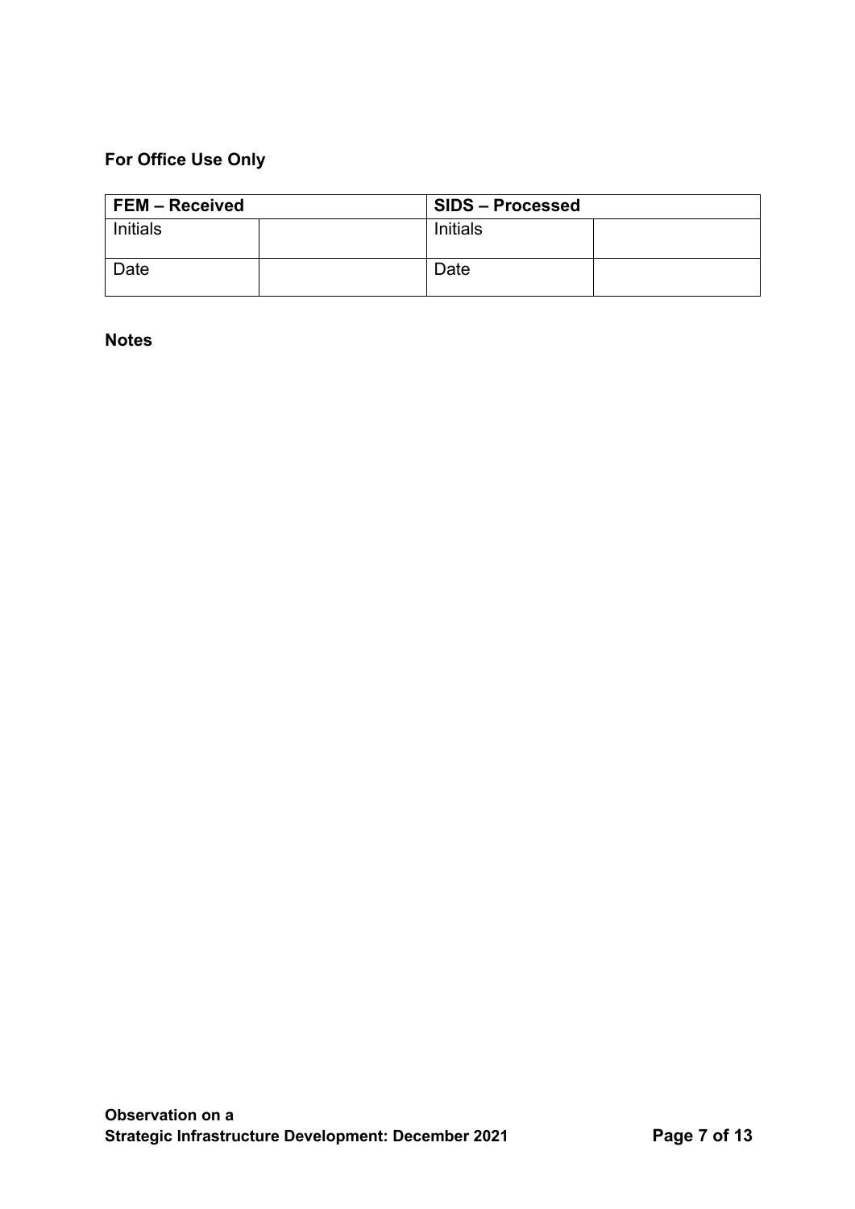**For Office Use Only**

| FEM – Received | | SIDS – Processed | |
|---|---|---|---|
| Initials | | Initials | |
| Date | | Date | |

**Notes**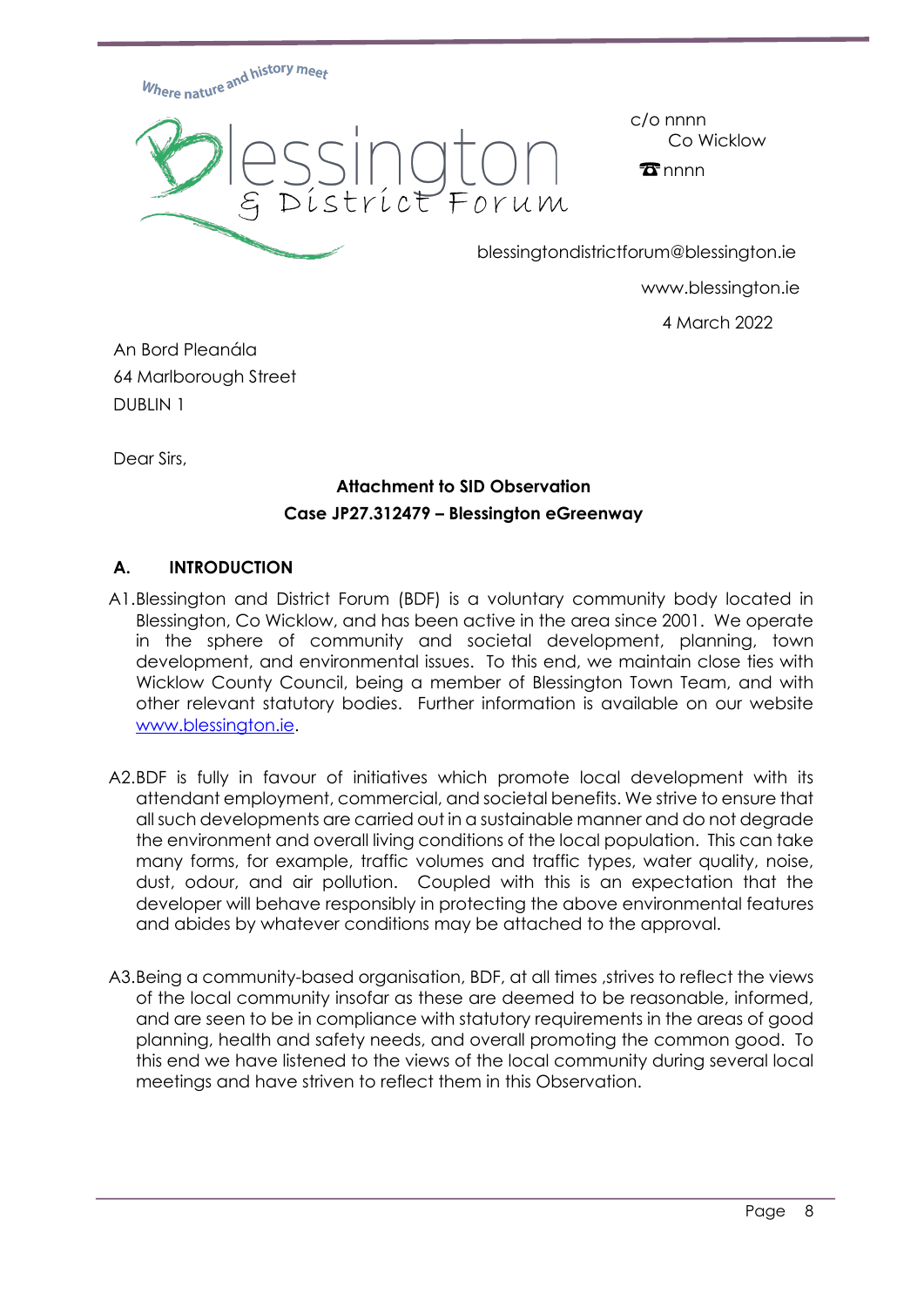Where nature and history meet

Blessington & District Forum

c/o nnnn
Co Wicklow
☎ nnnn

blessingtondistrictforum@blessington.ie

www.blessington.ie

4 March 2022

An Bord Pleanála
64 Marlborough Street
DUBLIN 1

Dear Sirs,

**Attachment to SID Observation**
**Case JP27.312479 – Blessington eGreenway**

## A. INTRODUCTION

A1. Blessington and District Forum (BDF) is a voluntary community body located in Blessington, Co Wicklow, and has been active in the area since 2001. We operate in the sphere of community and societal development, planning, town development, and environmental issues. To this end, we maintain close ties with Wicklow County Council, being a member of Blessington Town Team, and with other relevant statutory bodies. Further information is available on our website www.blessington.ie.

A2. BDF is fully in favour of initiatives which promote local development with its attendant employment, commercial, and societal benefits. We strive to ensure that all such developments are carried out in a sustainable manner and do not degrade the environment and overall living conditions of the local population. This can take many forms, for example, traffic volumes and traffic types, water quality, noise, dust, odour, and air pollution. Coupled with this is an expectation that the developer will behave responsibly in protecting the above environmental features and abides by whatever conditions may be attached to the approval.

A3. Being a community-based organisation, BDF, at all times ,strives to reflect the views of the local community insofar as these are deemed to be reasonable, informed, and are seen to be in compliance with statutory requirements in the areas of good planning, health and safety needs, and overall promoting the common good. To this end we have listened to the views of the local community during several local meetings and have striven to reflect them in this Observation.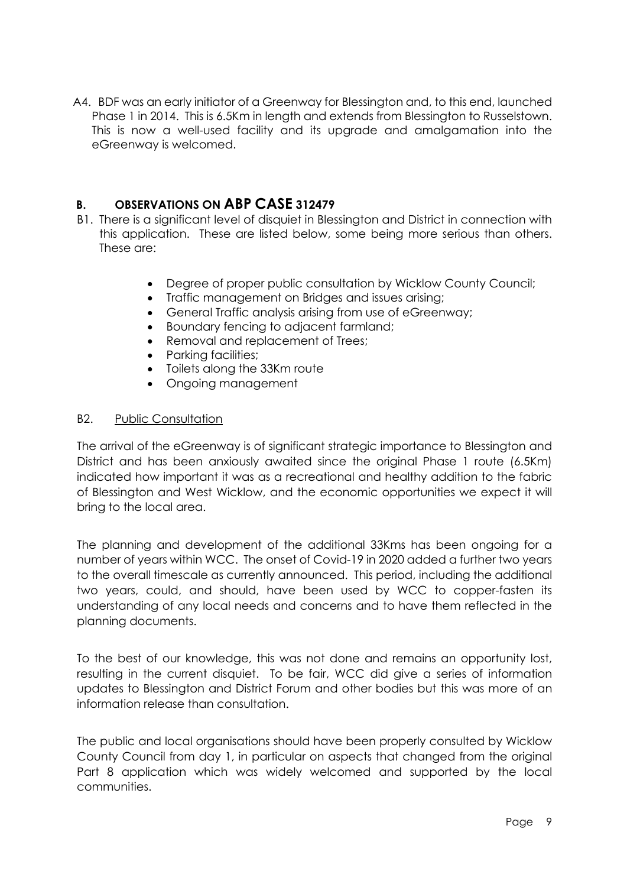A4. BDF was an early initiator of a Greenway for Blessington and, to this end, launched Phase 1 in 2014. This is 6.5Km in length and extends from Blessington to Russelstown. This is now a well-used facility and its upgrade and amalgamation into the eGreenway is welcomed.

## B. OBSERVATIONS ON ABP CASE 312479

B1. There is a significant level of disquiet in Blessington and District in connection with this application. These are listed below, some being more serious than others. These are:

- Degree of proper public consultation by Wicklow County Council;
- Traffic management on Bridges and issues arising;
- General Traffic analysis arising from use of eGreenway;
- Boundary fencing to adjacent farmland;
- Removal and replacement of Trees;
- Parking facilities;
- Toilets along the 33Km route
- Ongoing management

B2. Public Consultation

The arrival of the eGreenway is of significant strategic importance to Blessington and District and has been anxiously awaited since the original Phase 1 route (6.5Km) indicated how important it was as a recreational and healthy addition to the fabric of Blessington and West Wicklow, and the economic opportunities we expect it will bring to the local area.

The planning and development of the additional 33Kms has been ongoing for a number of years within WCC. The onset of Covid-19 in 2020 added a further two years to the overall timescale as currently announced. This period, including the additional two years, could, and should, have been used by WCC to copper-fasten its understanding of any local needs and concerns and to have them reflected in the planning documents.

To the best of our knowledge, this was not done and remains an opportunity lost, resulting in the current disquiet. To be fair, WCC did give a series of information updates to Blessington and District Forum and other bodies but this was more of an information release than consultation.

The public and local organisations should have been properly consulted by Wicklow County Council from day 1, in particular on aspects that changed from the original Part 8 application which was widely welcomed and supported by the local communities.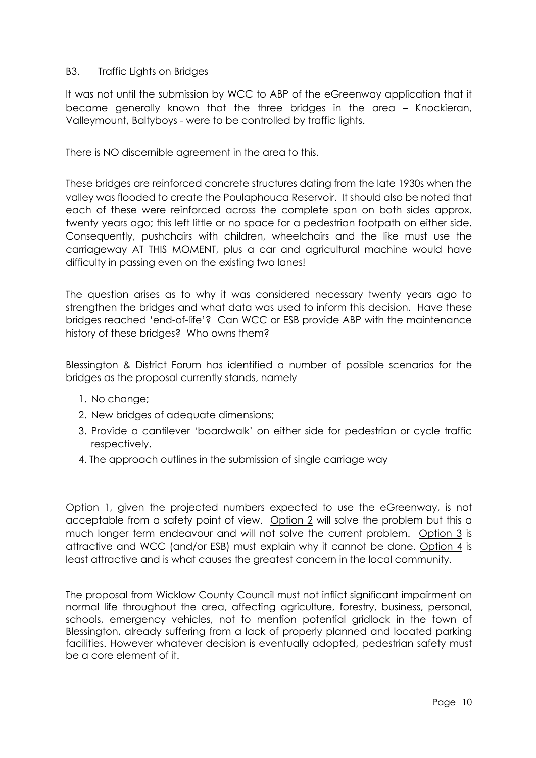## B3. <u>Traffic Lights on Bridges</u>

It was not until the submission by WCC to ABP of the eGreenway application that it became generally known that the three bridges in the area – Knockieran, Valleymount, Baltyboys - were to be controlled by traffic lights.

There is NO discernible agreement in the area to this.

These bridges are reinforced concrete structures dating from the late 1930s when the valley was flooded to create the Poulaphouca Reservoir. It should also be noted that each of these were reinforced across the complete span on both sides approx. twenty years ago; this left little or no space for a pedestrian footpath on either side. Consequently, pushchairs with children, wheelchairs and the like must use the carriageway AT THIS MOMENT, plus a car and agricultural machine would have difficulty in passing even on the existing two lanes!

The question arises as to why it was considered necessary twenty years ago to strengthen the bridges and what data was used to inform this decision. Have these bridges reached 'end-of-life'? Can WCC or ESB provide ABP with the maintenance history of these bridges? Who owns them?

Blessington & District Forum has identified a number of possible scenarios for the bridges as the proposal currently stands, namely

1. No change;
2. New bridges of adequate dimensions;
3. Provide a cantilever 'boardwalk' on either side for pedestrian or cycle traffic respectively.
4. The approach outlines in the submission of single carriage way

<u>Option 1</u>, given the projected numbers expected to use the eGreenway, is not acceptable from a safety point of view. <u>Option 2</u> will solve the problem but this a much longer term endeavour and will not solve the current problem. <u>Option 3</u> is attractive and WCC (and/or ESB) must explain why it cannot be done. <u>Option 4</u> is least attractive and is what causes the greatest concern in the local community.

The proposal from Wicklow County Council must not inflict significant impairment on normal life throughout the area, affecting agriculture, forestry, business, personal, schools, emergency vehicles, not to mention potential gridlock in the town of Blessington, already suffering from a lack of properly planned and located parking facilities. However whatever decision is eventually adopted, pedestrian safety must be a core element of it.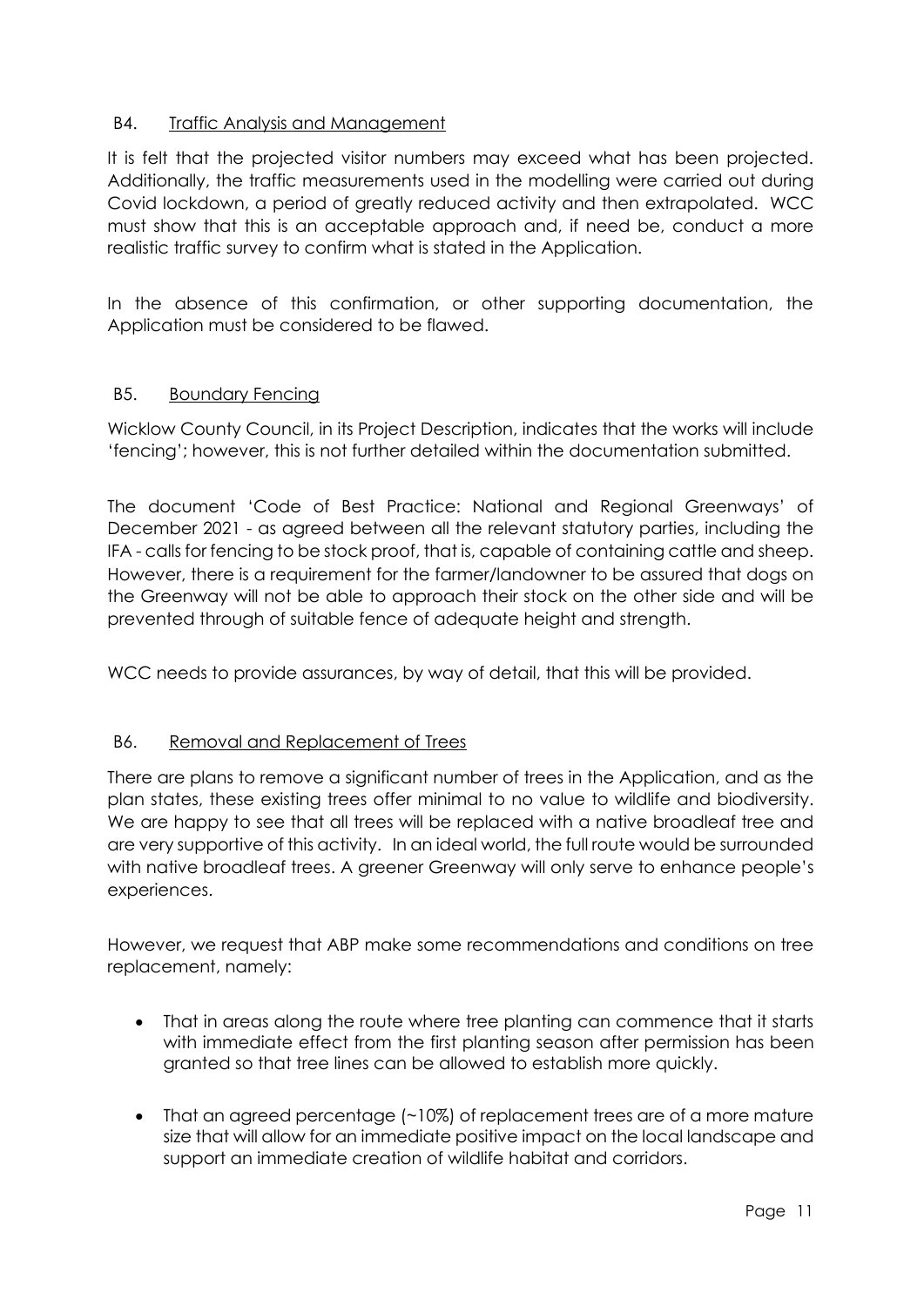### B4. Traffic Analysis and Management

It is felt that the projected visitor numbers may exceed what has been projected. Additionally, the traffic measurements used in the modelling were carried out during Covid lockdown, a period of greatly reduced activity and then extrapolated. WCC must show that this is an acceptable approach and, if need be, conduct a more realistic traffic survey to confirm what is stated in the Application.

In the absence of this confirmation, or other supporting documentation, the Application must be considered to be flawed.

### B5. Boundary Fencing

Wicklow County Council, in its Project Description, indicates that the works will include 'fencing'; however, this is not further detailed within the documentation submitted.

The document 'Code of Best Practice: National and Regional Greenways' of December 2021 - as agreed between all the relevant statutory parties, including the IFA - calls for fencing to be stock proof, that is, capable of containing cattle and sheep. However, there is a requirement for the farmer/landowner to be assured that dogs on the Greenway will not be able to approach their stock on the other side and will be prevented through of suitable fence of adequate height and strength.

WCC needs to provide assurances, by way of detail, that this will be provided.

### B6. Removal and Replacement of Trees

There are plans to remove a significant number of trees in the Application, and as the plan states, these existing trees offer minimal to no value to wildlife and biodiversity. We are happy to see that all trees will be replaced with a native broadleaf tree and are very supportive of this activity. In an ideal world, the full route would be surrounded with native broadleaf trees. A greener Greenway will only serve to enhance people's experiences.

However, we request that ABP make some recommendations and conditions on tree replacement, namely:

- That in areas along the route where tree planting can commence that it starts with immediate effect from the first planting season after permission has been granted so that tree lines can be allowed to establish more quickly.
- That an agreed percentage (~10%) of replacement trees are of a more mature size that will allow for an immediate positive impact on the local landscape and support an immediate creation of wildlife habitat and corridors.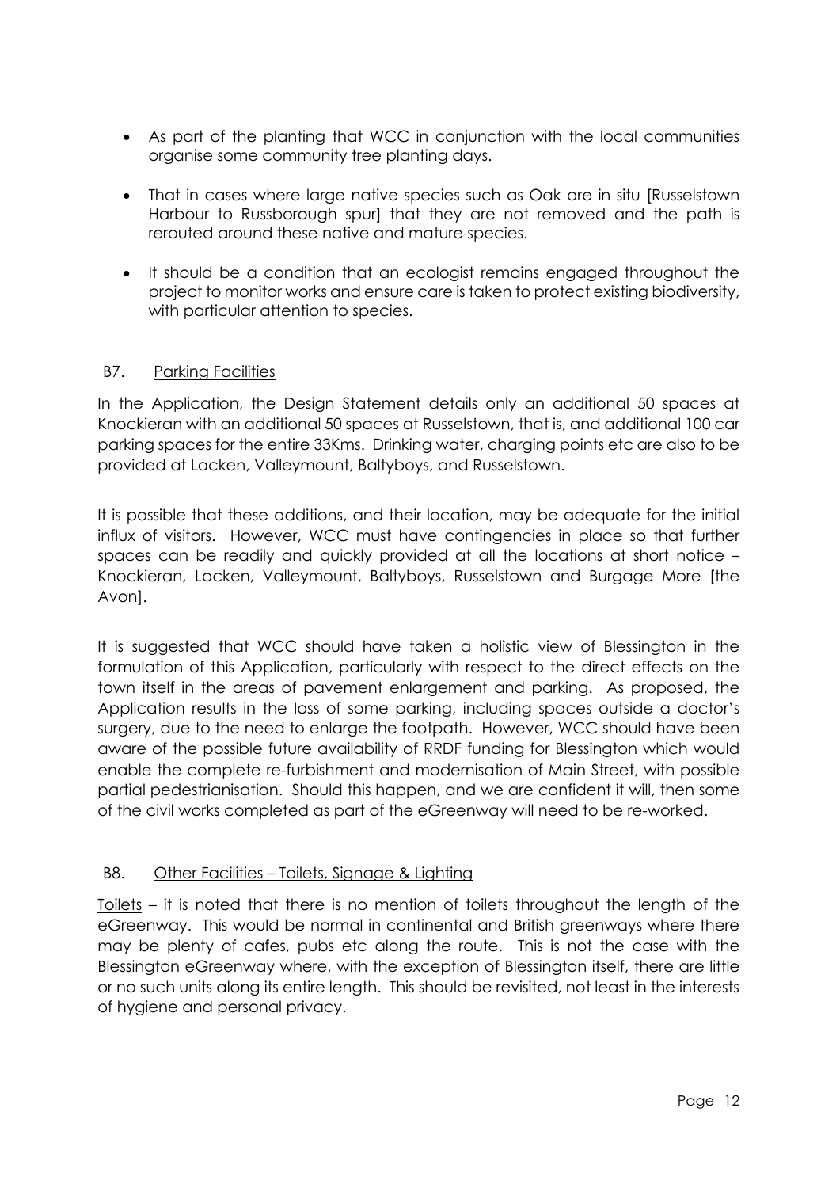- As part of the planting that WCC in conjunction with the local communities organise some community tree planting days.
- That in cases where large native species such as Oak are in situ [Russelstown Harbour to Russborough spur] that they are not removed and the path is rerouted around these native and mature species.
- It should be a condition that an ecologist remains engaged throughout the project to monitor works and ensure care is taken to protect existing biodiversity, with particular attention to species.

## B7. Parking Facilities

In the Application, the Design Statement details only an additional 50 spaces at Knockieran with an additional 50 spaces at Russelstown, that is, and additional 100 car parking spaces for the entire 33Kms. Drinking water, charging points etc are also to be provided at Lacken, Valleymount, Baltyboys, and Russelstown.

It is possible that these additions, and their location, may be adequate for the initial influx of visitors. However, WCC must have contingencies in place so that further spaces can be readily and quickly provided at all the locations at short notice – Knockieran, Lacken, Valleymount, Baltyboys, Russelstown and Burgage More [the Avon].

It is suggested that WCC should have taken a holistic view of Blessington in the formulation of this Application, particularly with respect to the direct effects on the town itself in the areas of pavement enlargement and parking. As proposed, the Application results in the loss of some parking, including spaces outside a doctor's surgery, due to the need to enlarge the footpath. However, WCC should have been aware of the possible future availability of RRDF funding for Blessington which would enable the complete re-furbishment and modernisation of Main Street, with possible partial pedestrianisation. Should this happen, and we are confident it will, then some of the civil works completed as part of the eGreenway will need to be re-worked.

## B8. Other Facilities – Toilets, Signage & Lighting

Toilets – it is noted that there is no mention of toilets throughout the length of the eGreenway. This would be normal in continental and British greenways where there may be plenty of cafes, pubs etc along the route. This is not the case with the Blessington eGreenway where, with the exception of Blessington itself, there are little or no such units along its entire length. This should be revisited, not least in the interests of hygiene and personal privacy.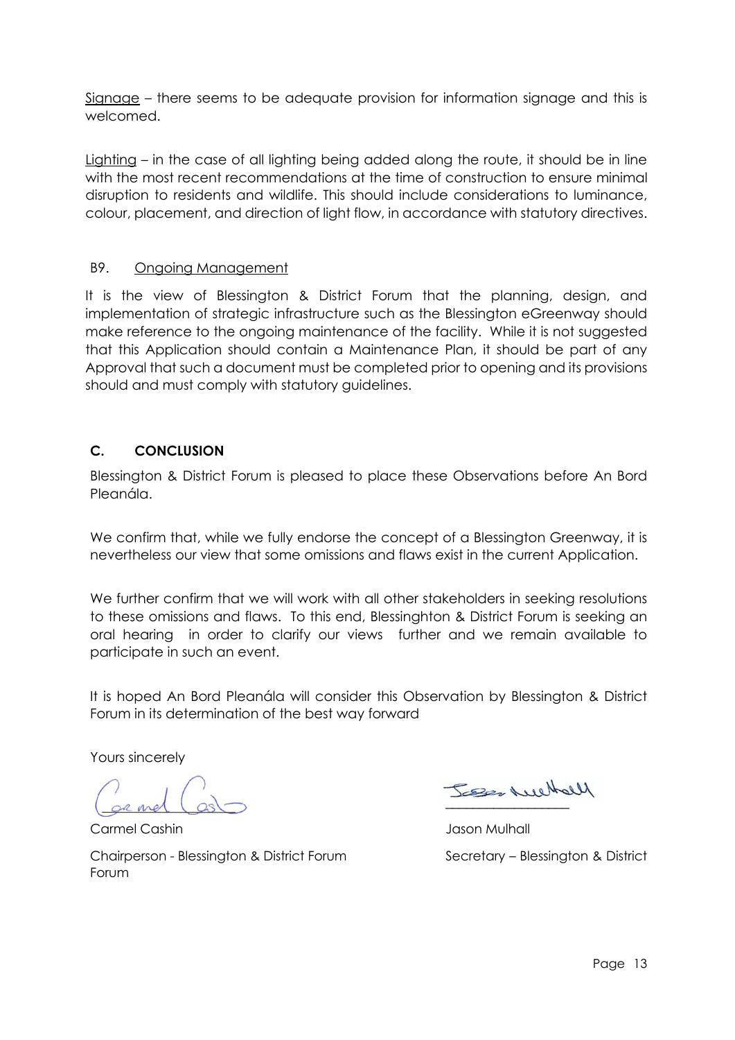Signage – there seems to be adequate provision for information signage and this is welcomed.

Lighting – in the case of all lighting being added along the route, it should be in line with the most recent recommendations at the time of construction to ensure minimal disruption to residents and wildlife. This should include considerations to luminance, colour, placement, and direction of light flow, in accordance with statutory directives.

### B9. Ongoing Management

It is the view of Blessington & District Forum that the planning, design, and implementation of strategic infrastructure such as the Blessington eGreenway should make reference to the ongoing maintenance of the facility. While it is not suggested that this Application should contain a Maintenance Plan, it should be part of any Approval that such a document must be completed prior to opening and its provisions should and must comply with statutory guidelines.

## C. CONCLUSION

Blessington & District Forum is pleased to place these Observations before An Bord Pleanála.

We confirm that, while we fully endorse the concept of a Blessington Greenway, it is nevertheless our view that some omissions and flaws exist in the current Application.

We further confirm that we will work with all other stakeholders in seeking resolutions to these omissions and flaws. To this end, Blessinghton & District Forum is seeking an oral hearing in order to clarify our views further and we remain available to participate in such an event.

It is hoped An Bord Pleanála will consider this Observation by Blessington & District Forum in its determination of the best way forward

Yours sincerely

Carmel Cashin

Chairperson - Blessington & District Forum Forum

Jason Mulhall

Secretary – Blessington & District